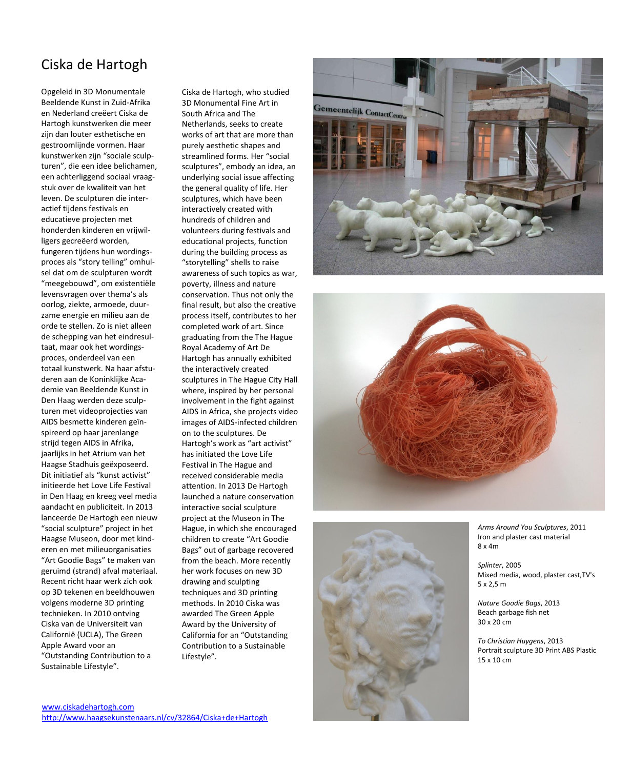# Ciska de Hartogh

Opgeleid in 3D Monumentale Beeldende Kunst in Zuid-Afrika en Nederland creëert Ciska de Hartogh kunstwerken die meer zijn dan louter esthetische en gestroomlijnde vormen. Haar kunstwerken zijn "sociale sculpturen", die een idee belichamen, een achterliggend sociaal vraagstuk over de kwaliteit van het leven. De sculpturen die interactief tijdens festivals en educatieve projecten met honderden kinderen en vrijwilligers gecreëerd worden, fungeren tijdens hun wordingsproces als "story telling" omhulsel dat om de sculpturen wordt "meegebouwd", om existentiële levensvragen over thema's als oorlog, ziekte, armoede, duurzame energie en milieu aan de orde te stellen. Zo is niet alleen de schepping van het eindresultaat, maar ook het wordingsproces, onderdeel van een totaal kunstwerk. Na haar afstuderen aan de Koninklijke Academie van Beeldende Kunst in Den Haag werden deze sculpturen met videoprojecties van AIDS besmette kinderen geïnspireerd op haar jarenlange strijd tegen AIDS in Afrika, jaarlijks in het Atrium van het Haagse Stadhuis geëxposeerd. Dit initiatief als "kunst activist" initieerde het Love Life Festival in Den Haag en kreeg veel media aandacht en publiciteit. In 2013 lanceerde De Hartogh een nieuw "social sculpture" project in het Haagse Museon, door met kinderen en met milieuorganisaties "Art Goodie Bags" te maken van geruimd (strand) afval materiaal. Recent richt haar werk zich ook op 3D tekenen en beeldhouwen volgens moderne 3D printing technieken. In 2010 ontving Ciska van de Universiteit van Californië (UCLA), The Green Apple Award voor an "Outstanding Contribution to a Sustainable Lifestyle".

Ciska de Hartogh, who studied 3D Monumental Fine Art in South Africa and The Netherlands, seeks to create works of art that are more than purely aesthetic shapes and streamlined forms. Her "social sculptures", embody an idea, an underlying social issue affecting the general quality of life. Her sculptures, which have been interactively created with hundreds of children and volunteers during festivals and educational projects, function during the building process as "storytelling" shells to raise awareness of such topics as war, poverty, illness and nature conservation. Thus not only the final result, but also the creative process itself, contributes to her completed work of art. Since graduating from the The Hague Royal Academy of Art De Hartogh has annually exhibited the interactively created sculptures in The Hague City Hall where, inspired by her personal involvement in the fight against AIDS in Africa, she projects video images of AIDS-infected children on to the sculptures. De Hartogh's work as "art activist" has initiated the Love Life Festival in The Hague and received considerable media attention. In 2013 De Hartogh launched a nature conservation interactive social sculpture project at the Museon in The Hague, in which she encouraged children to create "Art Goodie Bags" out of garbage recovered from the beach. More recently her work focuses on new 3D drawing and sculpting techniques and 3D printing methods. In 2010 Ciska was awarded The Green Apple Award by the University of California for an "Outstanding Contribution to a Sustainable Lifestyle".

*Arms Around You Sculptures*, 2011
Iron and plaster cast material
8 x 4m

*Splinter*, 2005
Mixed media, wood, plaster cast,TV's
5 x 2,5 m

*Nature Goodie Bags*, 2013
Beach garbage fish net
30 x 20 cm

*To Christian Huygens*, 2013
Portrait sculpture 3D Print ABS Plastic
15 x 10 cm

www.ciskadehartogh.com
http://www.haagsekunstenaars.nl/cv/32864/Ciska+de+Hartogh